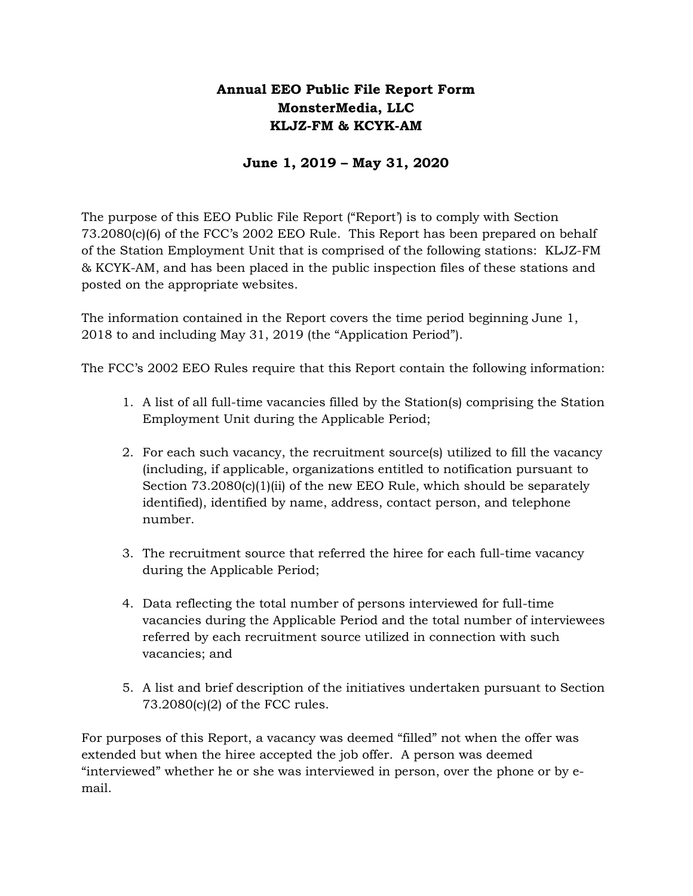# Annual EEO Public File Report Form
# MonsterMedia, LLC
# KLJZ-FM & KCYK-AM

## June 1, 2019 – May 31, 2020

The purpose of this EEO Public File Report ("Report') is to comply with Section 73.2080(c)(6) of the FCC's 2002 EEO Rule. This Report has been prepared on behalf of the Station Employment Unit that is comprised of the following stations: KLJZ-FM & KCYK-AM, and has been placed in the public inspection files of these stations and posted on the appropriate websites.

The information contained in the Report covers the time period beginning June 1, 2018 to and including May 31, 2019 (the "Application Period").

The FCC's 2002 EEO Rules require that this Report contain the following information:

1. A list of all full-time vacancies filled by the Station(s) comprising the Station Employment Unit during the Applicable Period;

2. For each such vacancy, the recruitment source(s) utilized to fill the vacancy (including, if applicable, organizations entitled to notification pursuant to Section 73.2080(c)(1)(ii) of the new EEO Rule, which should be separately identified), identified by name, address, contact person, and telephone number.

3. The recruitment source that referred the hiree for each full-time vacancy during the Applicable Period;

4. Data reflecting the total number of persons interviewed for full-time vacancies during the Applicable Period and the total number of interviewees referred by each recruitment source utilized in connection with such vacancies; and

5. A list and brief description of the initiatives undertaken pursuant to Section 73.2080(c)(2) of the FCC rules.

For purposes of this Report, a vacancy was deemed "filled" not when the offer was extended but when the hiree accepted the job offer. A person was deemed "interviewed" whether he or she was interviewed in person, over the phone or by e-mail.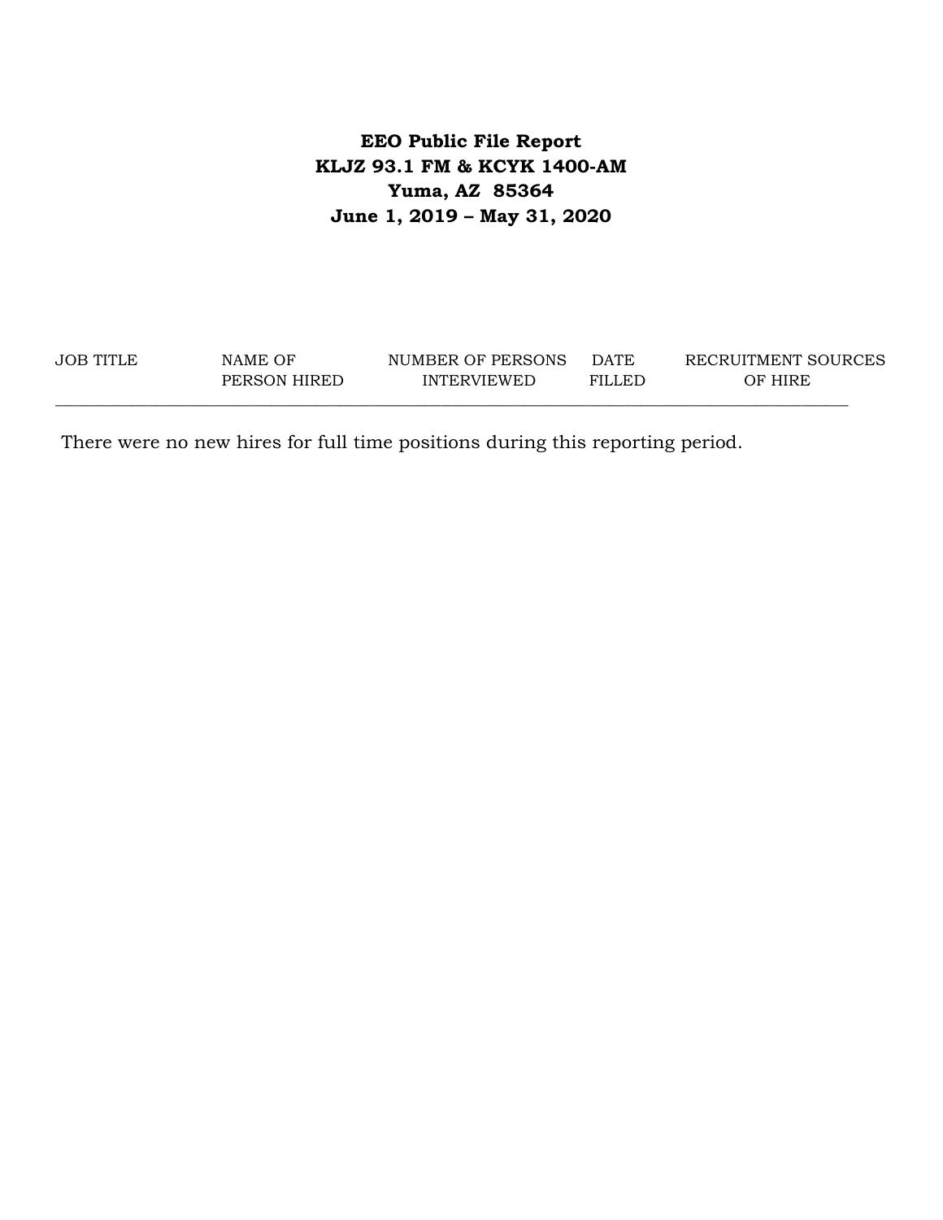**EEO Public File Report**
**KLJZ 93.1 FM & KCYK 1400-AM**
**Yuma, AZ 85364**
**June 1, 2019 – May 31, 2020**

| JOB TITLE | NAME OF PERSON HIRED | NUMBER OF PERSONS INTERVIEWED | DATE FILLED | RECRUITMENT SOURCES OF HIRE |
|---|---|---|---|---|

There were no new hires for full time positions during this reporting period.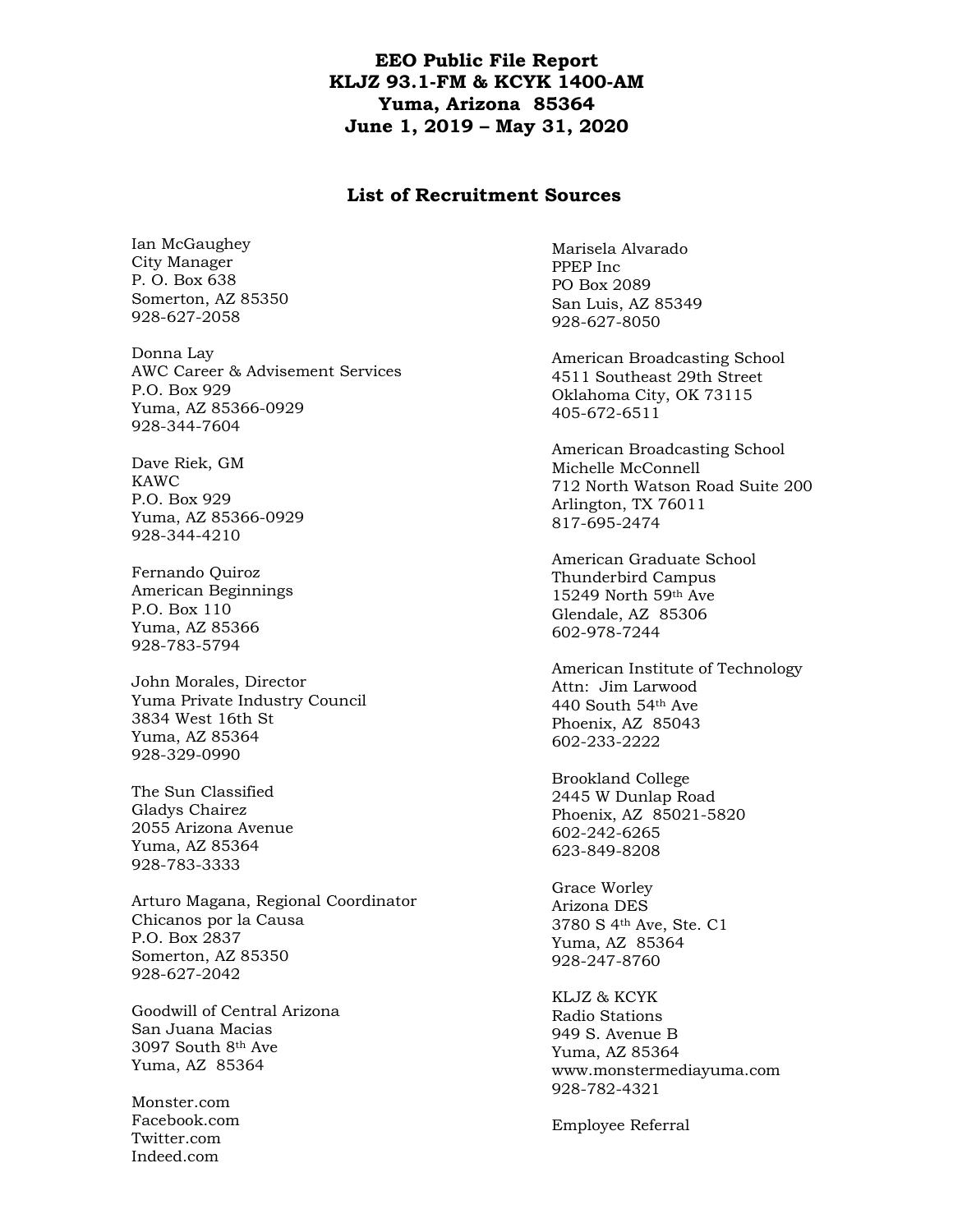# EEO Public File Report
# KLJZ 93.1-FM & KCYK 1400-AM
# Yuma, Arizona 85364
# June 1, 2019 – May 31, 2020

## List of Recruitment Sources

Ian McGaughey
City Manager
P. O. Box 638
Somerton, AZ 85350
928-627-2058

Donna Lay
AWC Career & Advisement Services
P.O. Box 929
Yuma, AZ 85366-0929
928-344-7604

Dave Riek, GM
KAWC
P.O. Box 929
Yuma, AZ 85366-0929
928-344-4210

Fernando Quiroz
American Beginnings
P.O. Box 110
Yuma, AZ 85366
928-783-5794

John Morales, Director
Yuma Private Industry Council
3834 West 16th St
Yuma, AZ 85364
928-329-0990

The Sun Classified
Gladys Chairez
2055 Arizona Avenue
Yuma, AZ 85364
928-783-3333

Arturo Magana, Regional Coordinator
Chicanos por la Causa
P.O. Box 2837
Somerton, AZ 85350
928-627-2042

Goodwill of Central Arizona
San Juana Macias
3097 South 8th Ave
Yuma, AZ 85364

Monster.com
Facebook.com
Twitter.com
Indeed.com

Marisela Alvarado
PPEP Inc
PO Box 2089
San Luis, AZ 85349
928-627-8050

American Broadcasting School
4511 Southeast 29th Street
Oklahoma City, OK 73115
405-672-6511

American Broadcasting School
Michelle McConnell
712 North Watson Road Suite 200
Arlington, TX 76011
817-695-2474

American Graduate School
Thunderbird Campus
15249 North 59th Ave
Glendale, AZ 85306
602-978-7244

American Institute of Technology
Attn: Jim Larwood
440 South 54th Ave
Phoenix, AZ 85043
602-233-2222

Brookland College
2445 W Dunlap Road
Phoenix, AZ 85021-5820
602-242-6265
623-849-8208

Grace Worley
Arizona DES
3780 S 4th Ave, Ste. C1
Yuma, AZ 85364
928-247-8760

KLJZ & KCYK
Radio Stations
949 S. Avenue B
Yuma, AZ 85364
www.monstermediayuma.com
928-782-4321

Employee Referral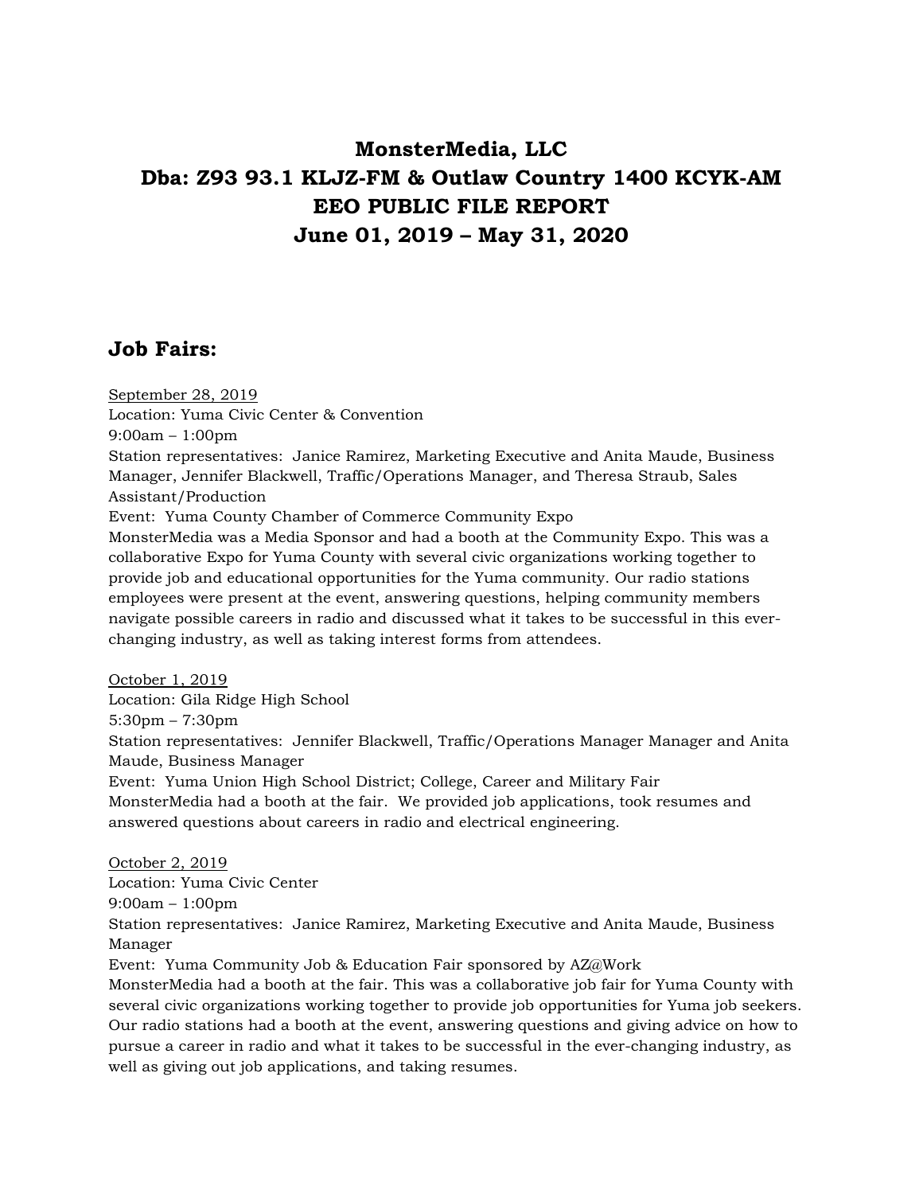# MonsterMedia, LLC
# Dba: Z93 93.1 KLJZ-FM & Outlaw Country 1400 KCYK-AM
# EEO PUBLIC FILE REPORT
# June 01, 2019 – May 31, 2020

## Job Fairs:

<u>September 28, 2019</u>
Location: Yuma Civic Center & Convention
9:00am – 1:00pm
Station representatives: Janice Ramirez, Marketing Executive and Anita Maude, Business Manager, Jennifer Blackwell, Traffic/Operations Manager, and Theresa Straub, Sales Assistant/Production
Event: Yuma County Chamber of Commerce Community Expo
MonsterMedia was a Media Sponsor and had a booth at the Community Expo. This was a collaborative Expo for Yuma County with several civic organizations working together to provide job and educational opportunities for the Yuma community. Our radio stations employees were present at the event, answering questions, helping community members navigate possible careers in radio and discussed what it takes to be successful in this ever-changing industry, as well as taking interest forms from attendees.

<u>October 1, 2019</u>
Location: Gila Ridge High School
5:30pm – 7:30pm
Station representatives: Jennifer Blackwell, Traffic/Operations Manager Manager and Anita Maude, Business Manager
Event: Yuma Union High School District; College, Career and Military Fair
MonsterMedia had a booth at the fair. We provided job applications, took resumes and answered questions about careers in radio and electrical engineering.

<u>October 2, 2019</u>
Location: Yuma Civic Center
9:00am – 1:00pm
Station representatives: Janice Ramirez, Marketing Executive and Anita Maude, Business Manager
Event: Yuma Community Job & Education Fair sponsored by AZ@Work
MonsterMedia had a booth at the fair. This was a collaborative job fair for Yuma County with several civic organizations working together to provide job opportunities for Yuma job seekers. Our radio stations had a booth at the event, answering questions and giving advice on how to pursue a career in radio and what it takes to be successful in the ever-changing industry, as well as giving out job applications, and taking resumes.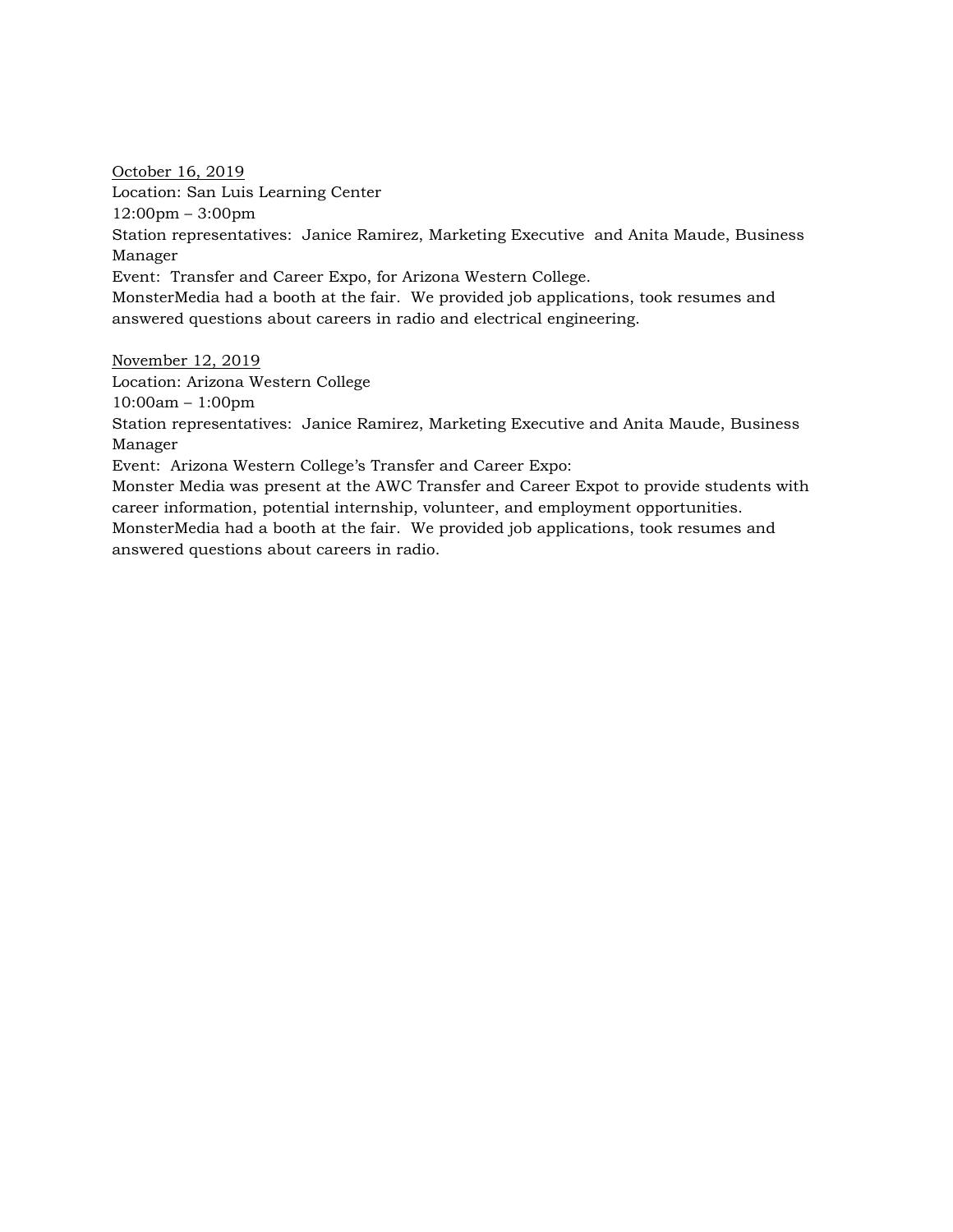<u>October 16, 2019</u>
Location: San Luis Learning Center
12:00pm – 3:00pm
Station representatives: Janice Ramirez, Marketing Executive and Anita Maude, Business Manager
Event: Transfer and Career Expo, for Arizona Western College.
MonsterMedia had a booth at the fair. We provided job applications, took resumes and answered questions about careers in radio and electrical engineering.

<u>November 12, 2019</u>
Location: Arizona Western College
10:00am – 1:00pm
Station representatives: Janice Ramirez, Marketing Executive and Anita Maude, Business Manager
Event: Arizona Western College's Transfer and Career Expo:
Monster Media was present at the AWC Transfer and Career Expot to provide students with career information, potential internship, volunteer, and employment opportunities.
MonsterMedia had a booth at the fair. We provided job applications, took resumes and answered questions about careers in radio.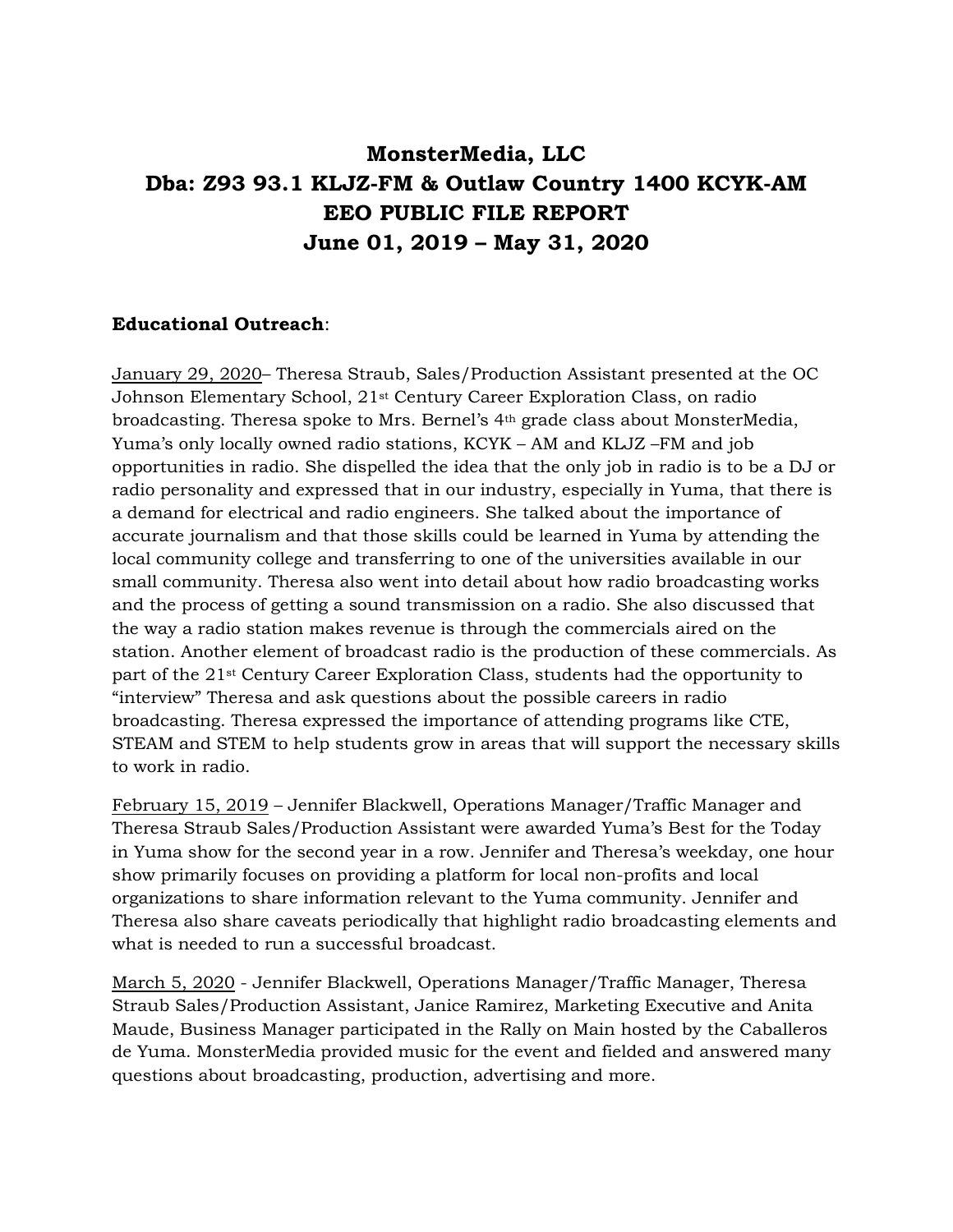# MonsterMedia, LLC
# Dba: Z93 93.1 KLJZ-FM & Outlaw Country 1400 KCYK-AM
# EEO PUBLIC FILE REPORT
# June 01, 2019 – May 31, 2020

**Educational Outreach**:

January 29, 2020– Theresa Straub, Sales/Production Assistant presented at the OC Johnson Elementary School, 21st Century Career Exploration Class, on radio broadcasting. Theresa spoke to Mrs. Bernel's 4th grade class about MonsterMedia, Yuma's only locally owned radio stations, KCYK – AM and KLJZ –FM and job opportunities in radio. She dispelled the idea that the only job in radio is to be a DJ or radio personality and expressed that in our industry, especially in Yuma, that there is a demand for electrical and radio engineers. She talked about the importance of accurate journalism and that those skills could be learned in Yuma by attending the local community college and transferring to one of the universities available in our small community. Theresa also went into detail about how radio broadcasting works and the process of getting a sound transmission on a radio. She also discussed that the way a radio station makes revenue is through the commercials aired on the station. Another element of broadcast radio is the production of these commercials. As part of the 21st Century Career Exploration Class, students had the opportunity to "interview" Theresa and ask questions about the possible careers in radio broadcasting. Theresa expressed the importance of attending programs like CTE, STEAM and STEM to help students grow in areas that will support the necessary skills to work in radio.

February 15, 2019 – Jennifer Blackwell, Operations Manager/Traffic Manager and Theresa Straub Sales/Production Assistant were awarded Yuma's Best for the Today in Yuma show for the second year in a row. Jennifer and Theresa's weekday, one hour show primarily focuses on providing a platform for local non-profits and local organizations to share information relevant to the Yuma community. Jennifer and Theresa also share caveats periodically that highlight radio broadcasting elements and what is needed to run a successful broadcast.

March 5, 2020 - Jennifer Blackwell, Operations Manager/Traffic Manager, Theresa Straub Sales/Production Assistant, Janice Ramirez, Marketing Executive and Anita Maude, Business Manager participated in the Rally on Main hosted by the Caballeros de Yuma. MonsterMedia provided music for the event and fielded and answered many questions about broadcasting, production, advertising and more.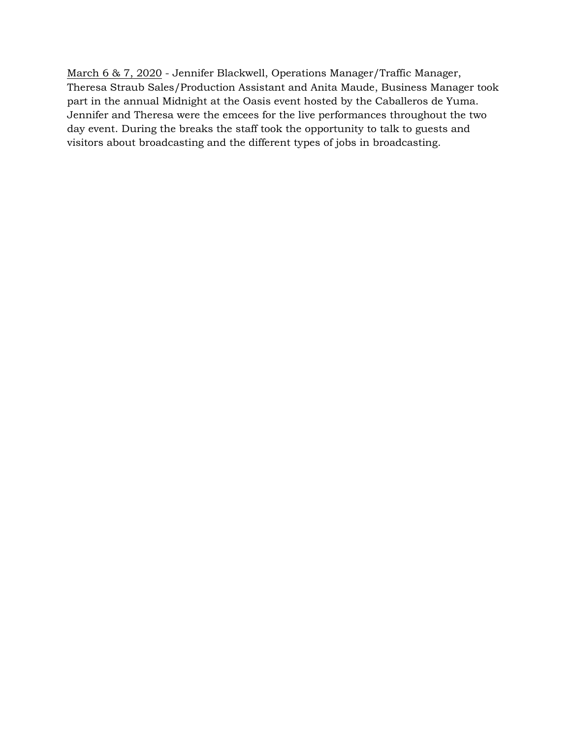<u>March 6 & 7, 2020</u> - Jennifer Blackwell, Operations Manager/Traffic Manager, Theresa Straub Sales/Production Assistant and Anita Maude, Business Manager took part in the annual Midnight at the Oasis event hosted by the Caballeros de Yuma. Jennifer and Theresa were the emcees for the live performances throughout the two day event. During the breaks the staff took the opportunity to talk to guests and visitors about broadcasting and the different types of jobs in broadcasting.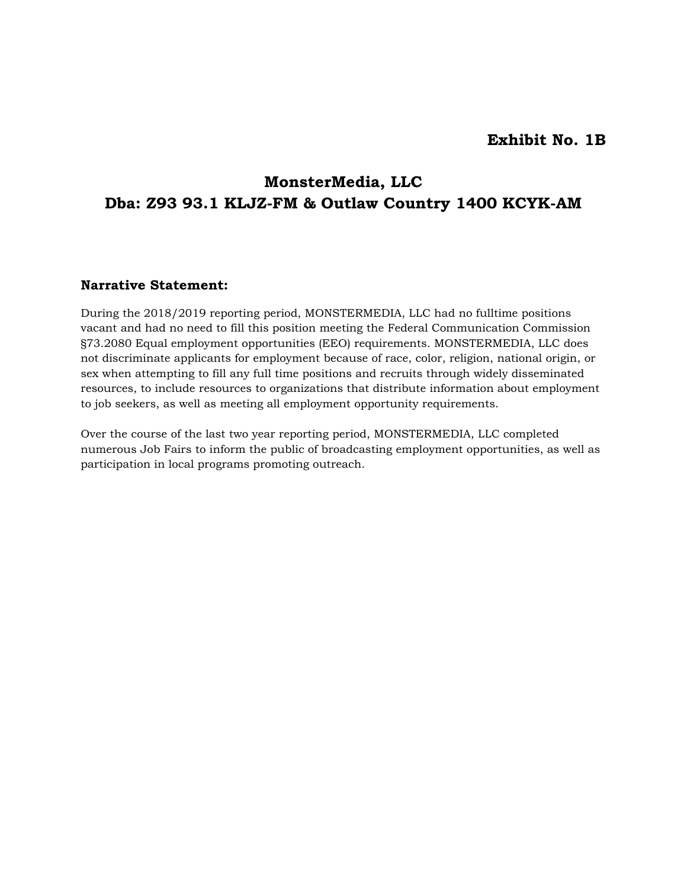**Exhibit No. 1B**

# MonsterMedia, LLC
# Dba: Z93 93.1 KLJZ-FM & Outlaw Country 1400 KCYK-AM

**Narrative Statement:**

During the 2018/2019 reporting period, MONSTERMEDIA, LLC had no fulltime positions vacant and had no need to fill this position meeting the Federal Communication Commission §73.2080 Equal employment opportunities (EEO) requirements. MONSTERMEDIA, LLC does not discriminate applicants for employment because of race, color, religion, national origin, or sex when attempting to fill any full time positions and recruits through widely disseminated resources, to include resources to organizations that distribute information about employment to job seekers, as well as meeting all employment opportunity requirements.

Over the course of the last two year reporting period, MONSTERMEDIA, LLC completed numerous Job Fairs to inform the public of broadcasting employment opportunities, as well as participation in local programs promoting outreach.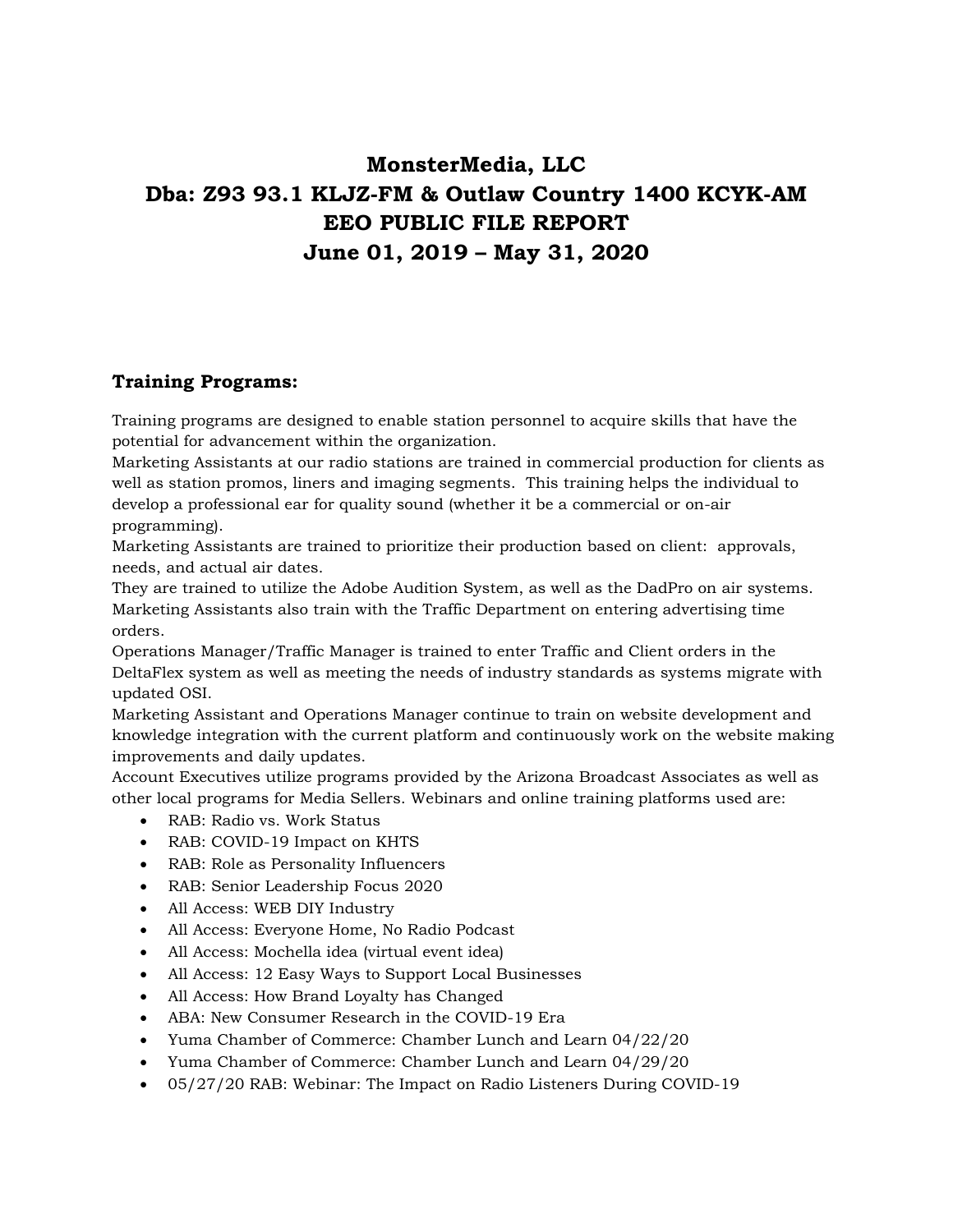# MonsterMedia, LLC
# Dba: Z93 93.1 KLJZ-FM & Outlaw Country 1400 KCYK-AM
# EEO PUBLIC FILE REPORT
# June 01, 2019 – May 31, 2020

## Training Programs:

Training programs are designed to enable station personnel to acquire skills that have the potential for advancement within the organization.

Marketing Assistants at our radio stations are trained in commercial production for clients as well as station promos, liners and imaging segments. This training helps the individual to develop a professional ear for quality sound (whether it be a commercial or on-air programming).

Marketing Assistants are trained to prioritize their production based on client: approvals, needs, and actual air dates.

They are trained to utilize the Adobe Audition System, as well as the DadPro on air systems.

Marketing Assistants also train with the Traffic Department on entering advertising time orders.

Operations Manager/Traffic Manager is trained to enter Traffic and Client orders in the DeltaFlex system as well as meeting the needs of industry standards as systems migrate with updated OSI.

Marketing Assistant and Operations Manager continue to train on website development and knowledge integration with the current platform and continuously work on the website making improvements and daily updates.

Account Executives utilize programs provided by the Arizona Broadcast Associates as well as other local programs for Media Sellers. Webinars and online training platforms used are:

- RAB: Radio vs. Work Status
- RAB: COVID-19 Impact on KHTS
- RAB: Role as Personality Influencers
- RAB: Senior Leadership Focus 2020
- All Access: WEB DIY Industry
- All Access: Everyone Home, No Radio Podcast
- All Access: Mochella idea (virtual event idea)
- All Access: 12 Easy Ways to Support Local Businesses
- All Access: How Brand Loyalty has Changed
- ABA: New Consumer Research in the COVID-19 Era
- Yuma Chamber of Commerce: Chamber Lunch and Learn 04/22/20
- Yuma Chamber of Commerce: Chamber Lunch and Learn 04/29/20
- 05/27/20 RAB: Webinar: The Impact on Radio Listeners During COVID-19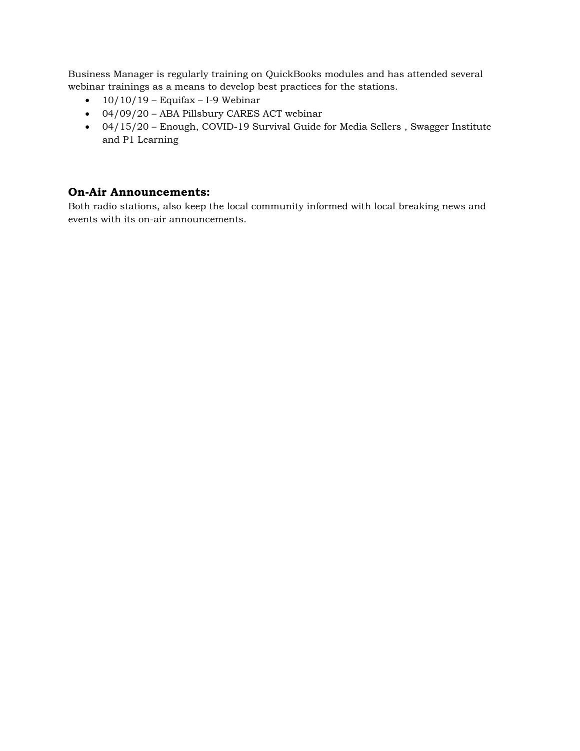Business Manager is regularly training on QuickBooks modules and has attended several webinar trainings as a means to develop best practices for the stations.

- 10/10/19 – Equifax – I-9 Webinar
- 04/09/20 – ABA Pillsbury CARES ACT webinar
- 04/15/20 – Enough, COVID-19 Survival Guide for Media Sellers , Swagger Institute and P1 Learning

### On-Air Announcements:

Both radio stations, also keep the local community informed with local breaking news and events with its on-air announcements.